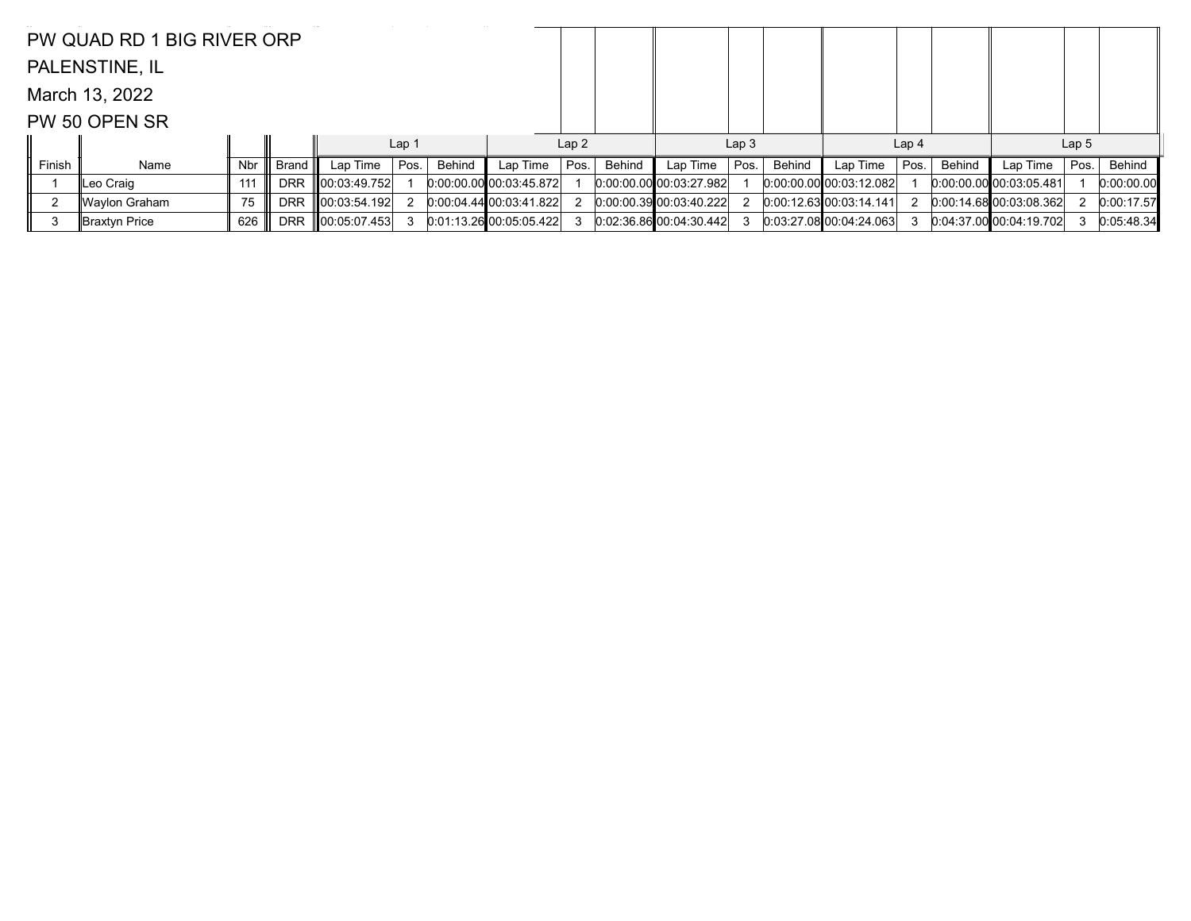PW QUAD RD 1 BIG RIVER ORP

PALENSTINE, IL

March 13, 2022

PW 50 OPEN SR

| | | | | Lap 1 | | | Lap 2 | | | Lap 3 | | | Lap 4 | | | Lap 5 | | |
|---|---|---|---|---|---|---|---|---|---|---|---|---|---|---|---|---|---|---|
| Finish | Name | Nbr | Brand | Lap Time | Pos. | Behind | Lap Time | Pos. | Behind | Lap Time | Pos. | Behind | Lap Time | Pos. | Behind | Lap Time | Pos. | Behind |
| 1 | Leo Craig | 111 | DRR | 00:03:49.752 | 1 | 0:00:00.00 | 00:03:45.872 | 1 | 0:00:00.00 | 00:03:27.982 | 1 | 0:00:00.00 | 00:03:12.082 | 1 | 0:00:00.00 | 00:03:05.481 | 1 | 0:00:00.00 |
| 2 | Waylon Graham | 75 | DRR | 00:03:54.192 | 2 | 0:00:04.44 | 00:03:41.822 | 2 | 0:00:00.39 | 00:03:40.222 | 2 | 0:00:12.63 | 00:03:14.141 | 2 | 0:00:14.68 | 00:03:08.362 | 2 | 0:00:17.57 |
| 3 | Braxtyn Price | 626 | DRR | 00:05:07.453 | 3 | 0:01:13.26 | 00:05:05.422 | 3 | 0:02:36.86 | 00:04:30.442 | 3 | 0:03:27.08 | 00:04:24.063 | 3 | 0:04:37.00 | 00:04:19.702 | 3 | 0:05:48.34 |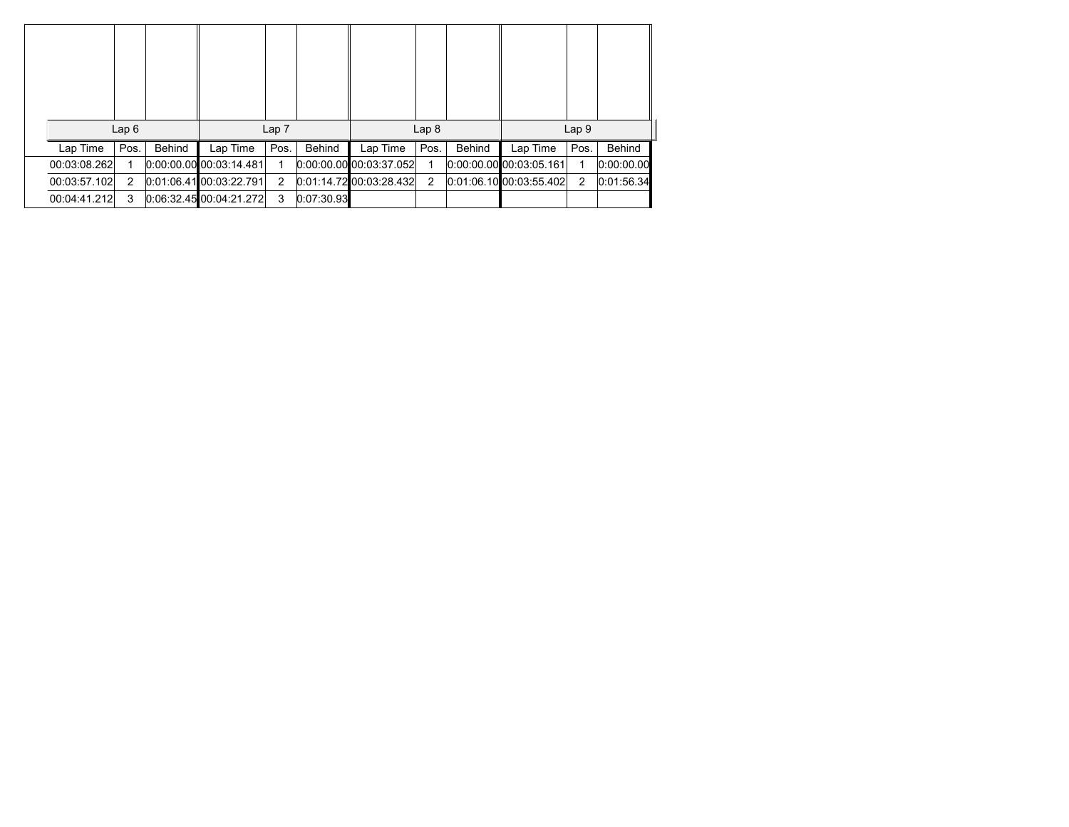| Lap 6 | | | Lap 7 | | | Lap 8 | | | Lap 9 | | |
|---|---|---|---|---|---|---|---|---|---|---|---|
| Lap Time | Pos. | Behind | Lap Time | Pos. | Behind | Lap Time | Pos. | Behind | Lap Time | Pos. | Behind |
| 00:03:08.262 | 1 | 0:00:00.00 | 00:03:14.481 | 1 | 0:00:00.00 | 00:03:37.052 | 1 | 0:00:00.00 | 00:03:05.161 | 1 | 0:00:00.00 |
| 00:03:57.102 | 2 | 0:01:06.41 | 00:03:22.791 | 2 | 0:01:14.72 | 00:03:28.432 | 2 | 0:01:06.10 | 00:03:55.402 | 2 | 0:01:56.34 |
| 00:04:41.212 | 3 | 0:06:32.45 | 00:04:21.272 | 3 | 0:07:30.93 | | | | | | |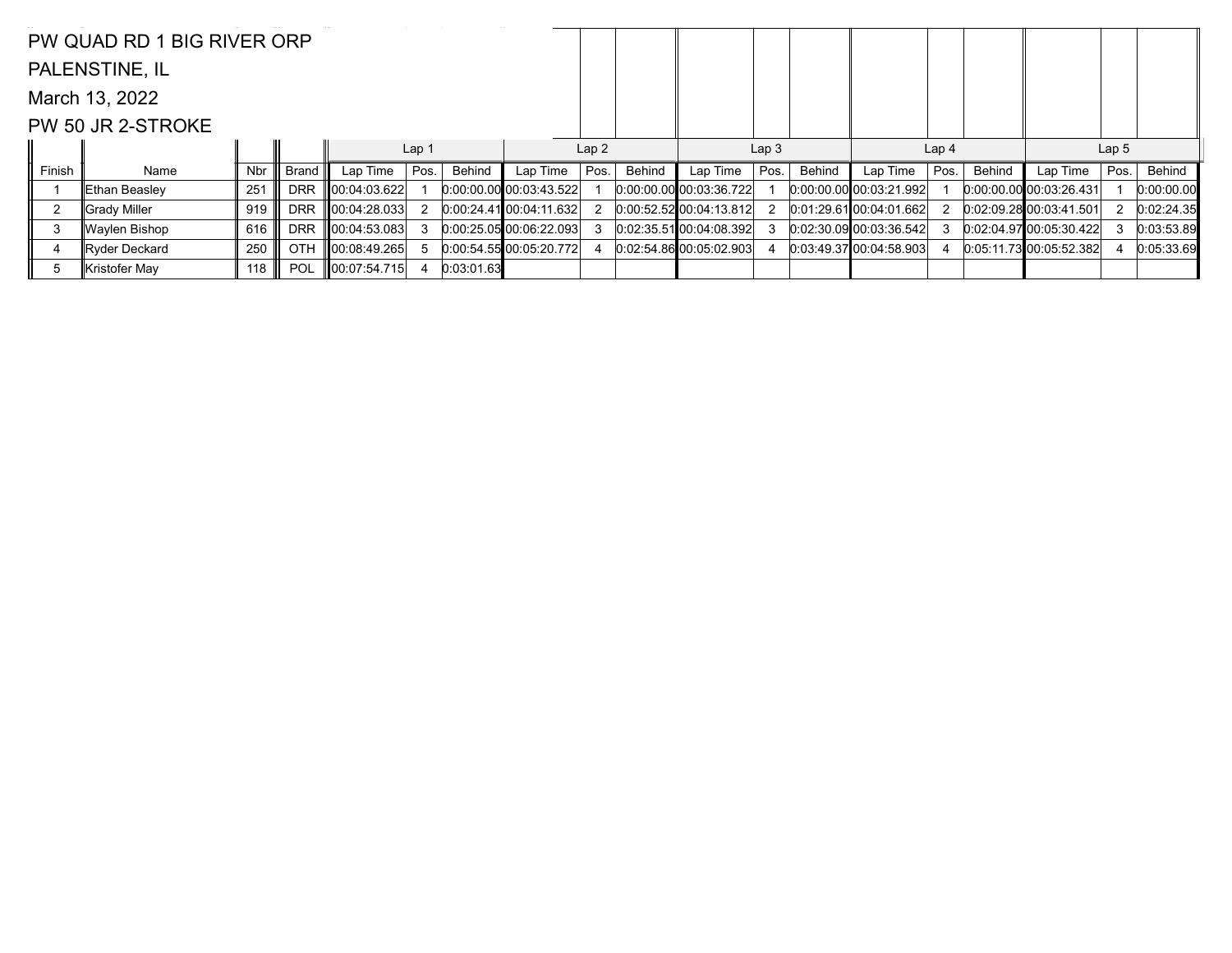PW QUAD RD 1 BIG RIVER ORP

PALENSTINE, IL

March 13, 2022

PW 50 JR 2-STROKE

| | | | | Lap 1 | | | Lap 2 | | | Lap 3 | | | Lap 4 | | | Lap 5 | | |
|---|---|---|---|---|---|---|---|---|---|---|---|---|---|---|---|---|---|---|
| Finish | Name | Nbr | Brand | Lap Time | Pos. | Behind | Lap Time | Pos. | Behind | Lap Time | Pos. | Behind | Lap Time | Pos. | Behind | Lap Time | Pos. | Behind |
| 1 | Ethan Beasley | 251 | DRR | 00:04:03.622 | 1 | 0:00:00.00 | 00:03:43.522 | 1 | 0:00:00.00 | 00:03:36.722 | 1 | 0:00:00.00 | 00:03:21.992 | 1 | 0:00:00.00 | 00:03:26.431 | 1 | 0:00:00.00 |
| 2 | Grady Miller | 919 | DRR | 00:04:28.033 | 2 | 0:00:24.41 | 00:04:11.632 | 2 | 0:00:52.52 | 00:04:13.812 | 2 | 0:01:29.61 | 00:04:01.662 | 2 | 0:02:09.28 | 00:03:41.501 | 2 | 0:02:24.35 |
| 3 | Waylen Bishop | 616 | DRR | 00:04:53.083 | 3 | 0:00:25.05 | 00:06:22.093 | 3 | 0:02:35.51 | 00:04:08.392 | 3 | 0:02:30.09 | 00:03:36.542 | 3 | 0:02:04.97 | 00:05:30.422 | 3 | 0:03:53.89 |
| 4 | Ryder Deckard | 250 | OTH | 00:08:49.265 | 5 | 0:00:54.55 | 00:05:20.772 | 4 | 0:02:54.86 | 00:05:02.903 | 4 | 0:03:49.37 | 00:04:58.903 | 4 | 0:05:11.73 | 00:05:52.382 | 4 | 0:05:33.69 |
| 5 | Kristofer May | 118 | POL | 00:07:54.715 | 4 | 0:03:01.63 | | | | | | | | | | | | |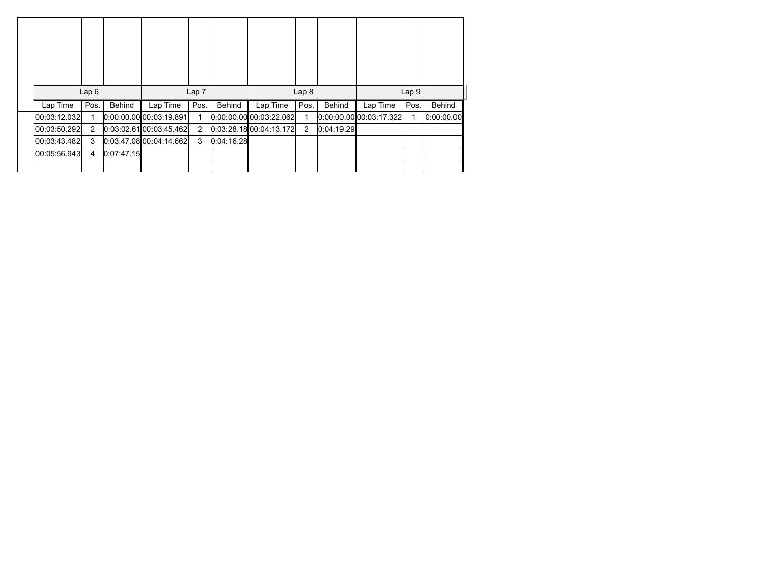| Lap 6 | | | Lap 7 | | | Lap 8 | | | Lap 9 | | |
|---|---|---|---|---|---|---|---|---|---|---|---|
| Lap Time | Pos. | Behind | Lap Time | Pos. | Behind | Lap Time | Pos. | Behind | Lap Time | Pos. | Behind |
| 00:03:12.032 | 1 | 0:00:00.00 | 00:03:19.891 | 1 | 0:00:00.00 | 00:03:22.062 | 1 | 0:00:00.00 | 00:03:17.322 | 1 | 0:00:00.00 |
| 00:03:50.292 | 2 | 0:03:02.61 | 00:03:45.462 | 2 | 0:03:28.18 | 00:04:13.172 | 2 | 0:04:19.29 | | | |
| 00:03:43.482 | 3 | 0:03:47.08 | 00:04:14.662 | 3 | 0:04:16.28 | | | | | | |
| 00:05:56.943 | 4 | 0:07:47.15 | | | | | | | | | |
| | | | | | | | | | | | |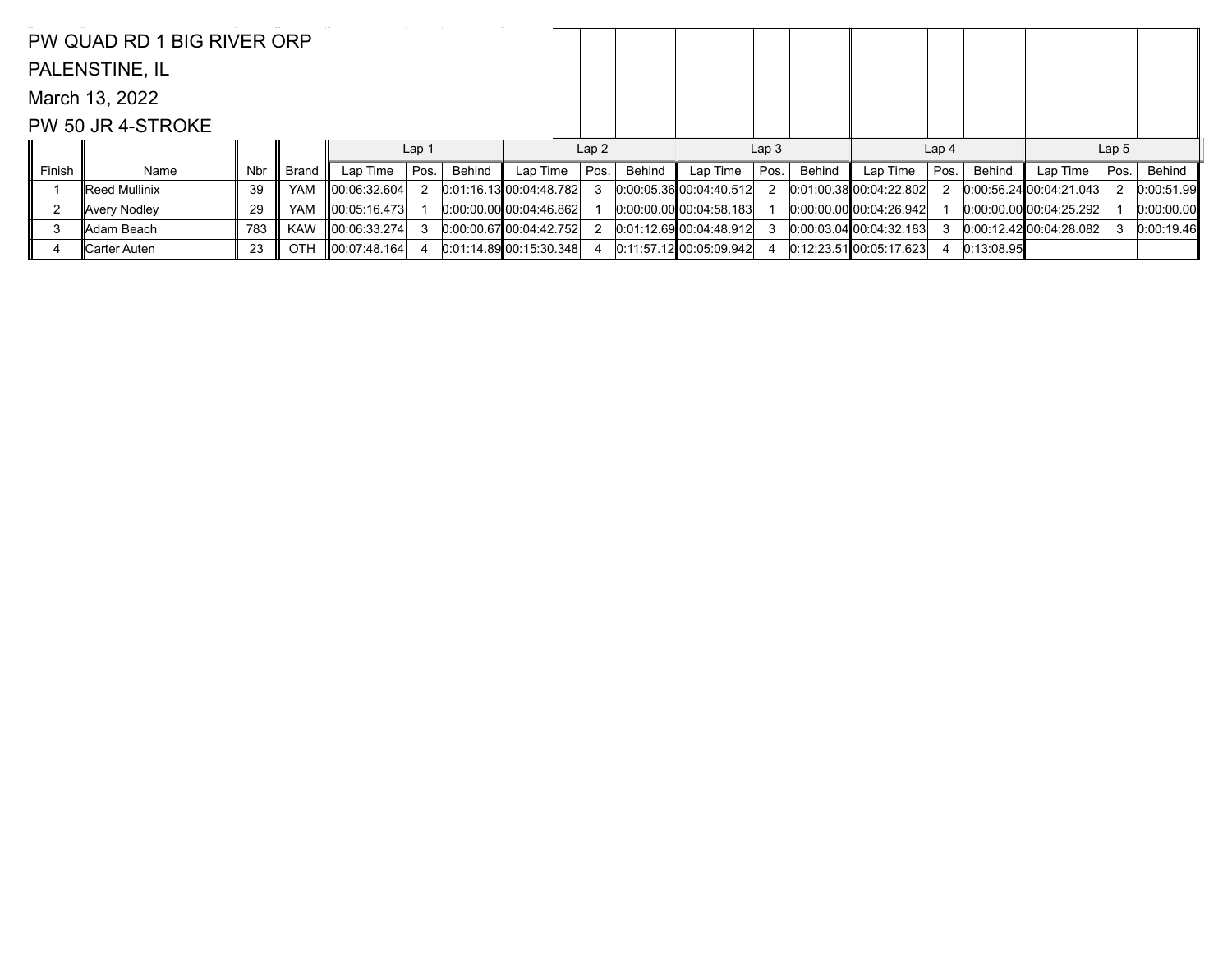PW QUAD RD 1 BIG RIVER ORP

PALENSTINE, IL

March 13, 2022

PW 50 JR 4-STROKE

| | | | | Lap 1 | | | Lap 2 | | | Lap 3 | | | Lap 4 | | | Lap 5 | | |
|---|---|---|---|---|---|---|---|---|---|---|---|---|---|---|---|---|---|---|
| Finish | Name | Nbr | Brand | Lap Time | Pos. | Behind | Lap Time | Pos. | Behind | Lap Time | Pos. | Behind | Lap Time | Pos. | Behind | Lap Time | Pos. | Behind |
| 1 | Reed Mullinix | 39 | YAM | 00:06:32.604 | 2 | 0:01:16.13 | 00:04:48.782 | 3 | 0:00:05.36 | 00:04:40.512 | 2 | 0:01:00.38 | 00:04:22.802 | 2 | 0:00:56.24 | 00:04:21.043 | 2 | 0:00:51.99 |
| 2 | Avery Nodley | 29 | YAM | 00:05:16.473 | 1 | 0:00:00.00 | 00:04:46.862 | 1 | 0:00:00.00 | 00:04:58.183 | 1 | 0:00:00.00 | 00:04:26.942 | 1 | 0:00:00.00 | 00:04:25.292 | 1 | 0:00:00.00 |
| 3 | Adam Beach | 783 | KAW | 00:06:33.274 | 3 | 0:00:00.67 | 00:04:42.752 | 2 | 0:01:12.69 | 00:04:48.912 | 3 | 0:00:03.04 | 00:04:32.183 | 3 | 0:00:12.42 | 00:04:28.082 | 3 | 0:00:19.46 |
| 4 | Carter Auten | 23 | OTH | 00:07:48.164 | 4 | 0:01:14.89 | 00:15:30.348 | 4 | 0:11:57.12 | 00:05:09.942 | 4 | 0:12:23.51 | 00:05:17.623 | 4 | 0:13:08.95 | | | |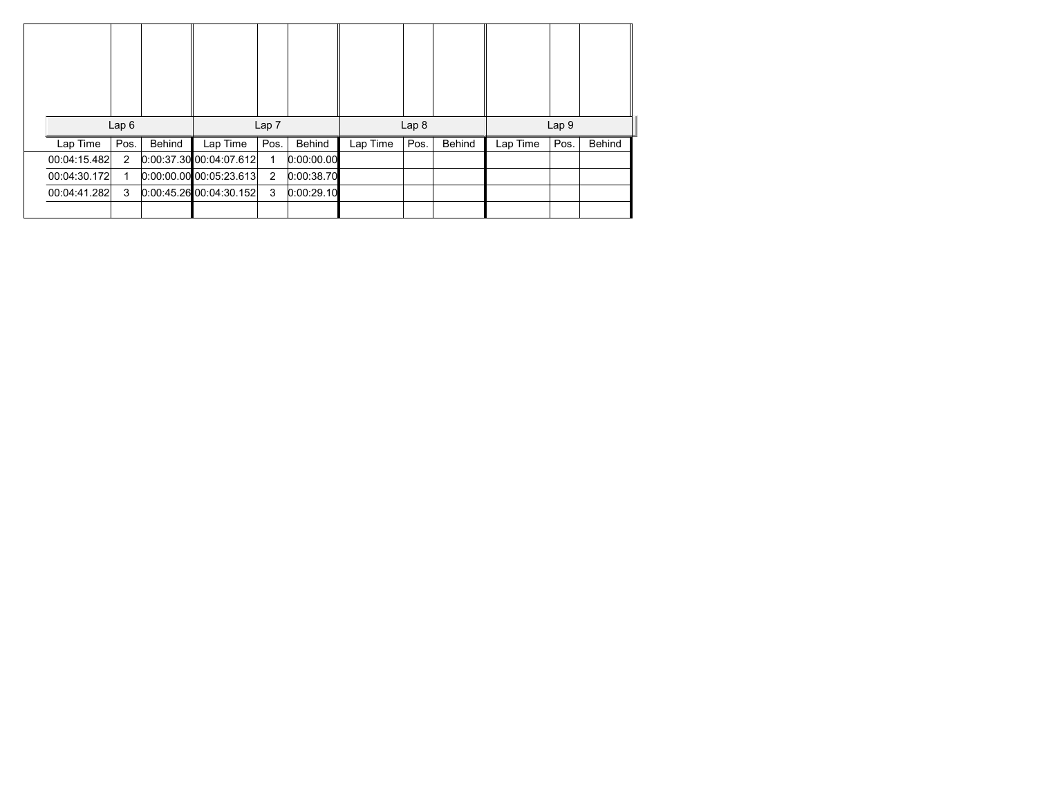| Lap 6 | | | Lap 7 | | | Lap 8 | | | Lap 9 | | |
|---|---|---|---|---|---|---|---|---|---|---|---|
| Lap Time | Pos. | Behind | Lap Time | Pos. | Behind | Lap Time | Pos. | Behind | Lap Time | Pos. | Behind |
| 00:04:15.482 | 2 | 0:00:37.30 | 00:04:07.612 | 1 | 0:00:00.00 | | | | | | |
| 00:04:30.172 | 1 | 0:00:00.00 | 00:05:23.613 | 2 | 0:00:38.70 | | | | | | |
| 00:04:41.282 | 3 | 0:00:45.26 | 00:04:30.152 | 3 | 0:00:29.10 | | | | | | |
| | | | | | | | | | | | |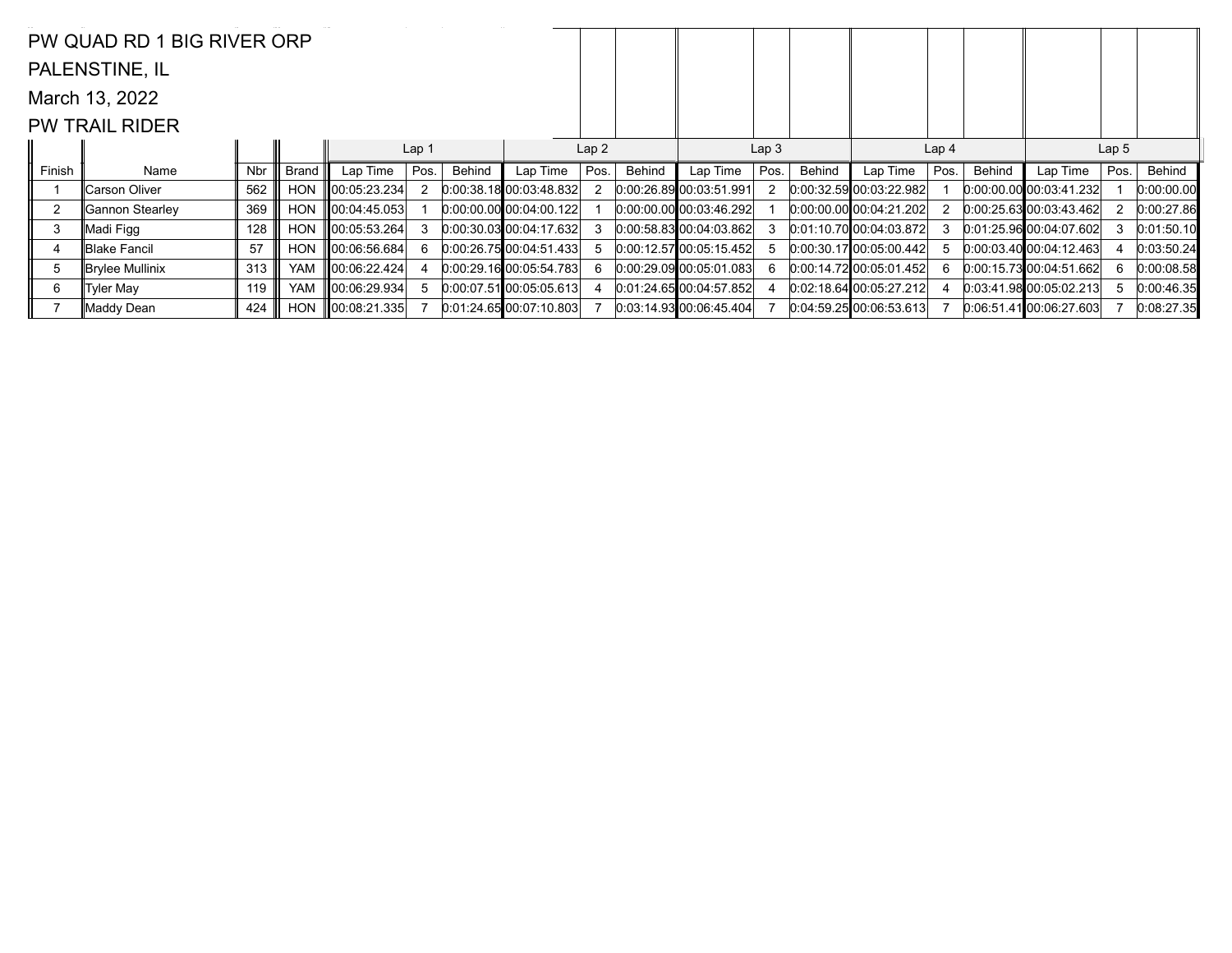PW QUAD RD 1 BIG RIVER ORP

PALENSTINE, IL

March 13, 2022

PW TRAIL RIDER

| | | | | Lap 1 | | | Lap 2 | | | Lap 3 | | | Lap 4 | | | Lap 5 | | |
|---|---|---|---|---|---|---|---|---|---|---|---|---|---|---|---|---|---|---|
| Finish | Name | Nbr | Brand | Lap Time | Pos. | Behind | Lap Time | Pos. | Behind | Lap Time | Pos. | Behind | Lap Time | Pos. | Behind | Lap Time | Pos. | Behind |
| 1 | Carson Oliver | 562 | HON | 00:05:23.234 | 2 | 0:00:38.18 | 00:03:48.832 | 2 | 0:00:26.89 | 00:03:51.991 | 2 | 0:00:32.59 | 00:03:22.982 | 1 | 0:00:00.00 | 00:03:41.232 | 1 | 0:00:00.00 |
| 2 | Gannon Stearley | 369 | HON | 00:04:45.053 | 1 | 0:00:00.00 | 00:04:00.122 | 1 | 0:00:00.00 | 00:03:46.292 | 1 | 0:00:00.00 | 00:04:21.202 | 2 | 0:00:25.63 | 00:03:43.462 | 2 | 0:00:27.86 |
| 3 | Madi Figg | 128 | HON | 00:05:53.264 | 3 | 0:00:30.03 | 00:04:17.632 | 3 | 0:00:58.83 | 00:04:03.862 | 3 | 0:01:10.70 | 00:04:03.872 | 3 | 0:01:25.96 | 00:04:07.602 | 3 | 0:01:50.10 |
| 4 | Blake Fancil | 57 | HON | 00:06:56.684 | 6 | 0:00:26.75 | 00:04:51.433 | 5 | 0:00:12.57 | 00:05:15.452 | 5 | 0:00:30.17 | 00:05:00.442 | 5 | 0:00:03.40 | 00:04:12.463 | 4 | 0:03:50.24 |
| 5 | Brylee Mullinix | 313 | YAM | 00:06:22.424 | 4 | 0:00:29.16 | 00:05:54.783 | 6 | 0:00:29.09 | 00:05:01.083 | 6 | 0:00:14.72 | 00:05:01.452 | 6 | 0:00:15.73 | 00:04:51.662 | 6 | 0:00:08.58 |
| 6 | Tyler May | 119 | YAM | 00:06:29.934 | 5 | 0:00:07.51 | 00:05:05.613 | 4 | 0:01:24.65 | 00:04:57.852 | 4 | 0:02:18.64 | 00:05:27.212 | 4 | 0:03:41.98 | 00:05:02.213 | 5 | 0:00:46.35 |
| 7 | Maddy Dean | 424 | HON | 00:08:21.335 | 7 | 0:01:24.65 | 00:07:10.803 | 7 | 0:03:14.93 | 00:06:45.404 | 7 | 0:04:59.25 | 00:06:53.613 | 7 | 0:06:51.41 | 00:06:27.603 | 7 | 0:08:27.35 |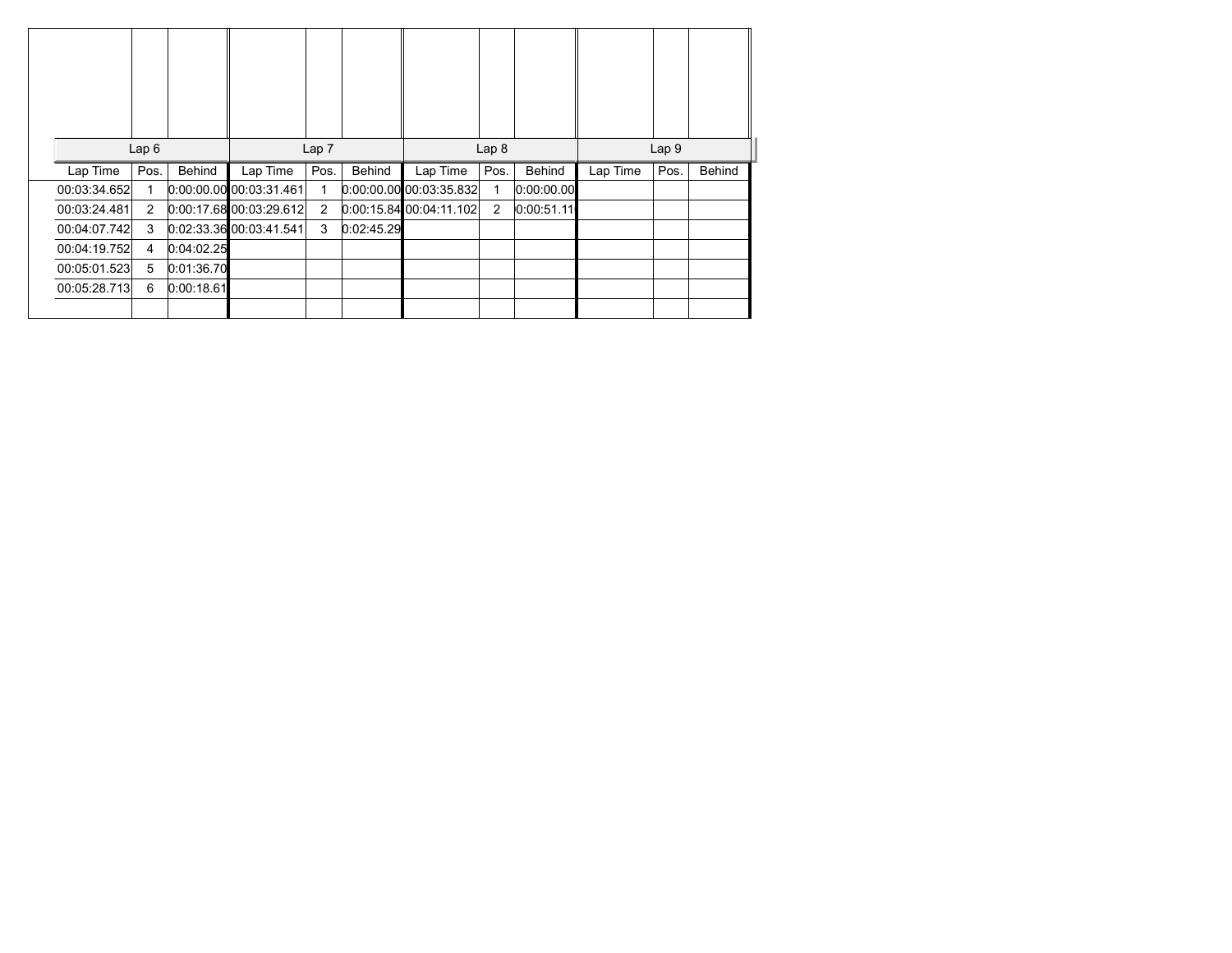| Lap 6 | | | Lap 7 | | | Lap 8 | | | Lap 9 | | |
|---|---|---|---|---|---|---|---|---|---|---|---|
| Lap Time | Pos. | Behind | Lap Time | Pos. | Behind | Lap Time | Pos. | Behind | Lap Time | Pos. | Behind |
| 00:03:34.652 | 1 | 0:00:00.00 | 00:03:31.461 | 1 | 0:00:00.00 | 00:03:35.832 | 1 | 0:00:00.00 | | | |
| 00:03:24.481 | 2 | 0:00:17.68 | 00:03:29.612 | 2 | 0:00:15.84 | 00:04:11.102 | 2 | 0:00:51.11 | | | |
| 00:04:07.742 | 3 | 0:02:33.36 | 00:03:41.541 | 3 | 0:02:45.29 | | | | | | |
| 00:04:19.752 | 4 | 0:04:02.25 | | | | | | | | | |
| 00:05:01.523 | 5 | 0:01:36.70 | | | | | | | | | |
| 00:05:28.713 | 6 | 0:00:18.61 | | | | | | | | | |
| | | | | | | | | | | | |